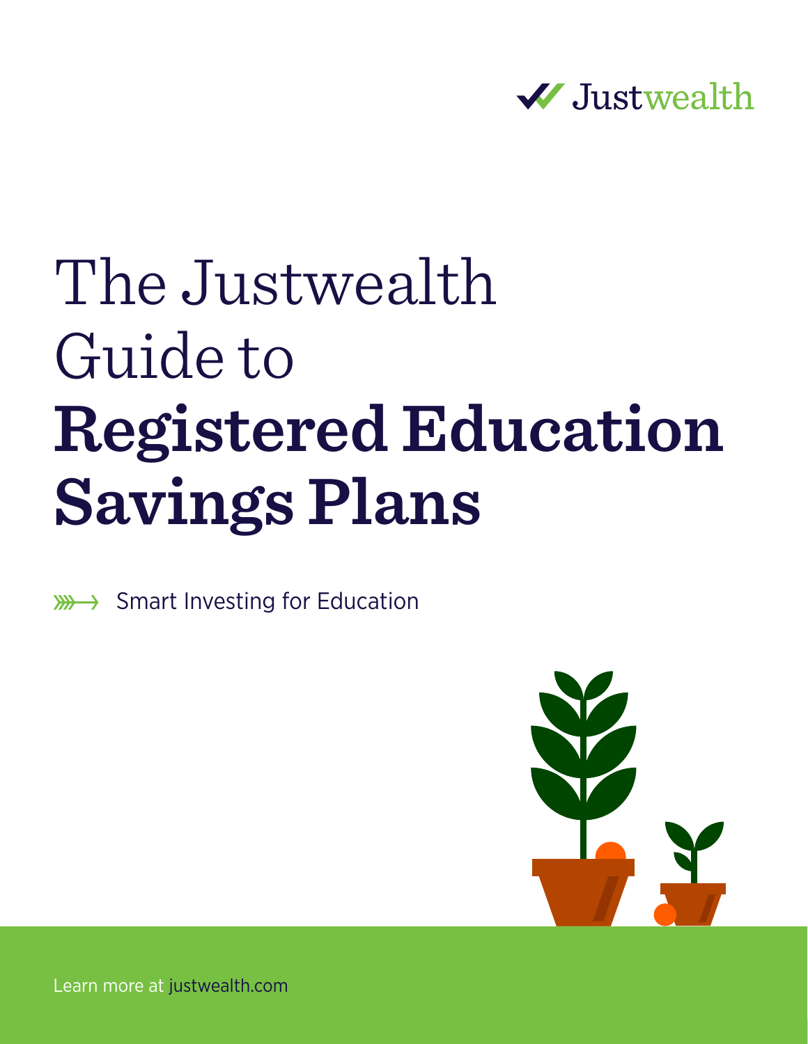Justwealth

# The Justwealth Guide to **Registered Education Savings Plans**

Smart Investing for Education

Learn more at justwealth.com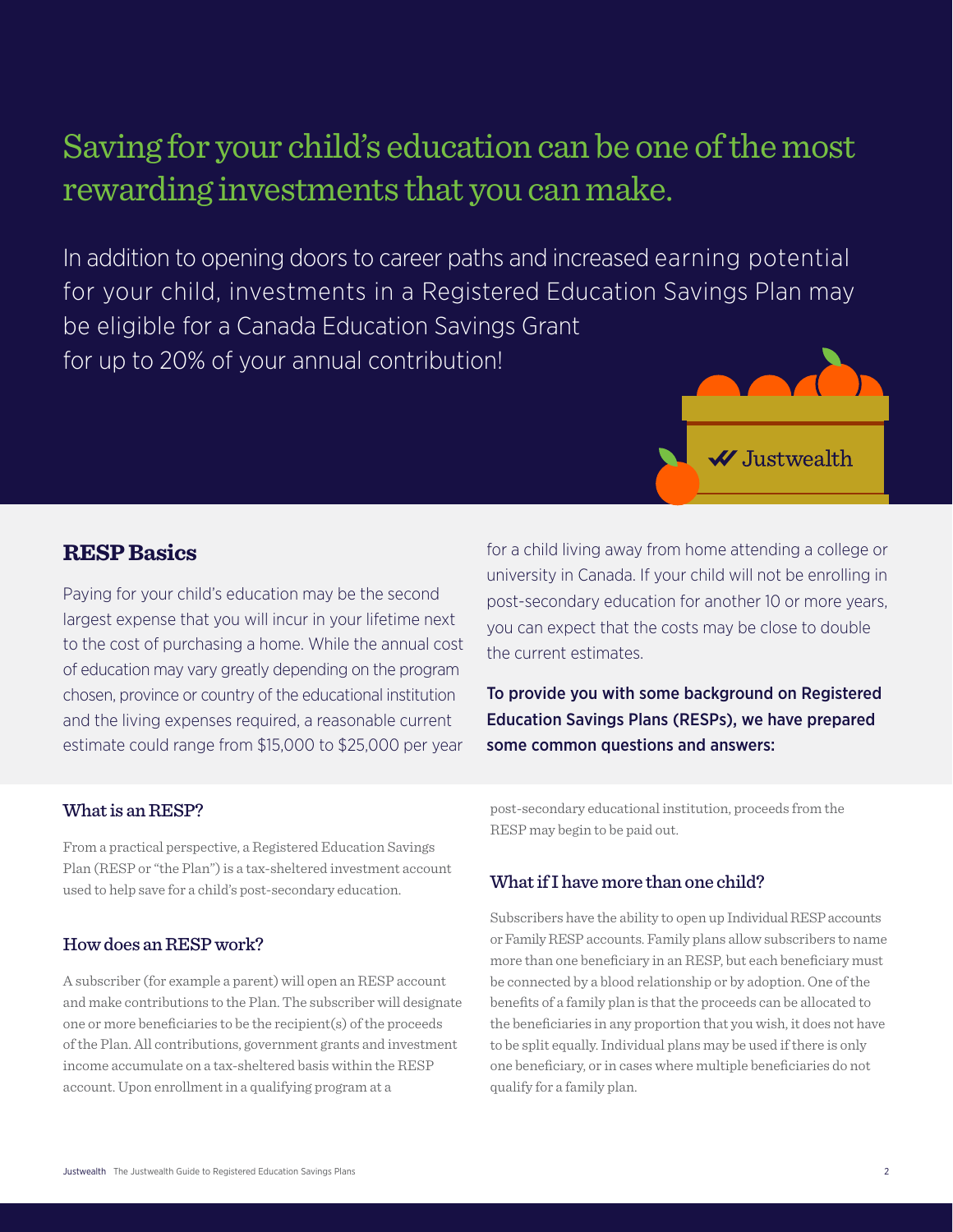# Saving for your child's education can be one of the most rewarding investments that you can make.

In addition to opening doors to career paths and increased earning potential for your child, investments in a Registered Education Savings Plan may be eligible for a Canada Education Savings Grant for up to 20% of your annual contribution!

## RESP Basics

Paying for your child's education may be the second largest expense that you will incur in your lifetime next to the cost of purchasing a home. While the annual cost of education may vary greatly depending on the program chosen, province or country of the educational institution and the living expenses required, a reasonable current estimate could range from $15,000 to $25,000 per year for a child living away from home attending a college or university in Canada. If your child will not be enrolling in post-secondary education for another 10 or more years, you can expect that the costs may be close to double the current estimates.

**To provide you with some background on Registered Education Savings Plans (RESPs), we have prepared some common questions and answers:**

### What is an RESP?

From a practical perspective, a Registered Education Savings Plan (RESP or "the Plan") is a tax-sheltered investment account used to help save for a child's post-secondary education.

### How does an RESP work?

A subscriber (for example a parent) will open an RESP account and make contributions to the Plan. The subscriber will designate one or more beneficiaries to be the recipient(s) of the proceeds of the Plan. All contributions, government grants and investment income accumulate on a tax-sheltered basis within the RESP account. Upon enrollment in a qualifying program at a post-secondary educational institution, proceeds from the RESP may begin to be paid out.

### What if I have more than one child?

Subscribers have the ability to open up Individual RESP accounts or Family RESP accounts. Family plans allow subscribers to name more than one beneficiary in an RESP, but each beneficiary must be connected by a blood relationship or by adoption. One of the benefits of a family plan is that the proceeds can be allocated to the beneficiaries in any proportion that you wish, it does not have to be split equally. Individual plans may be used if there is only one beneficiary, or in cases where multiple beneficiaries do not qualify for a family plan.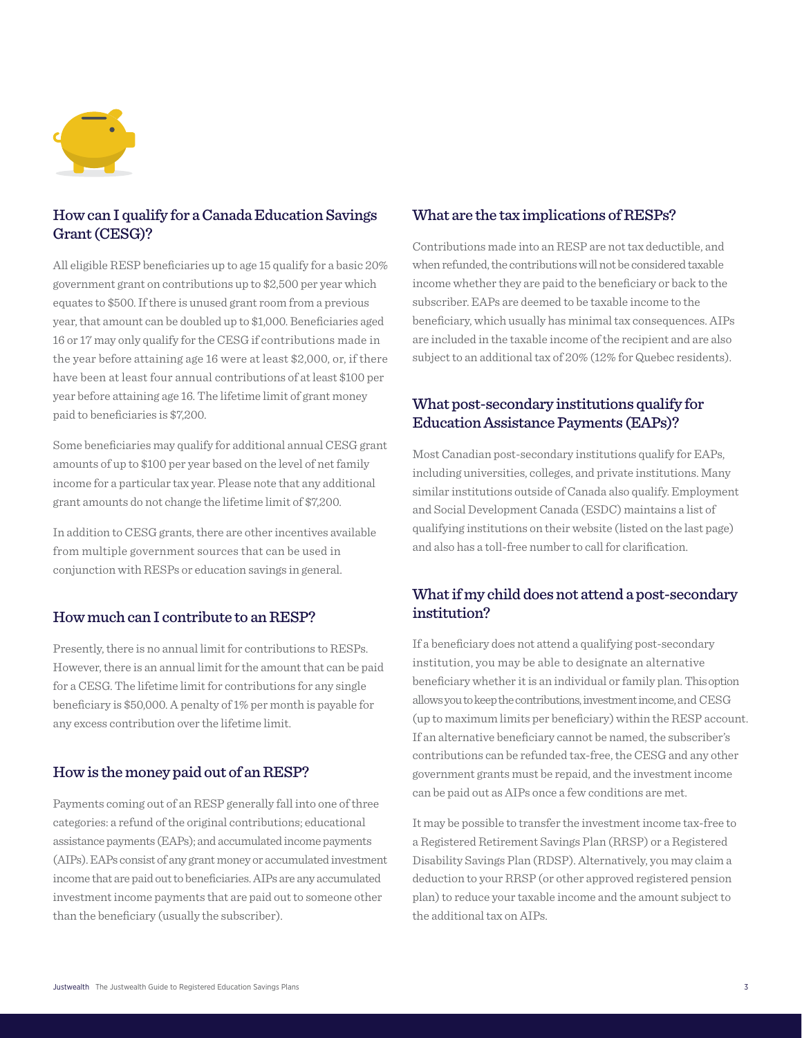## How can I qualify for a Canada Education Savings Grant (CESG)?

All eligible RESP beneficiaries up to age 15 qualify for a basic 20% government grant on contributions up to $2,500 per year which equates to $500. If there is unused grant room from a previous year, that amount can be doubled up to $1,000. Beneficiaries aged 16 or 17 may only qualify for the CESG if contributions made in the year before attaining age 16 were at least $2,000, or, if there have been at least four annual contributions of at least $100 per year before attaining age 16. The lifetime limit of grant money paid to beneficiaries is $7,200.

Some beneficiaries may qualify for additional annual CESG grant amounts of up to $100 per year based on the level of net family income for a particular tax year. Please note that any additional grant amounts do not change the lifetime limit of $7,200.

In addition to CESG grants, there are other incentives available from multiple government sources that can be used in conjunction with RESPs or education savings in general.

## How much can I contribute to an RESP?

Presently, there is no annual limit for contributions to RESPs. However, there is an annual limit for the amount that can be paid for a CESG. The lifetime limit for contributions for any single beneficiary is $50,000. A penalty of 1% per month is payable for any excess contribution over the lifetime limit.

## How is the money paid out of an RESP?

Payments coming out of an RESP generally fall into one of three categories: a refund of the original contributions; educational assistance payments (EAPs); and accumulated income payments (AIPs). EAPs consist of any grant money or accumulated investment income that are paid out to beneficiaries. AIPs are any accumulated investment income payments that are paid out to someone other than the beneficiary (usually the subscriber).

## What are the tax implications of RESPs?

Contributions made into an RESP are not tax deductible, and when refunded, the contributions will not be considered taxable income whether they are paid to the beneficiary or back to the subscriber. EAPs are deemed to be taxable income to the beneficiary, which usually has minimal tax consequences. AIPs are included in the taxable income of the recipient and are also subject to an additional tax of 20% (12% for Quebec residents).

## What post-secondary institutions qualify for Education Assistance Payments (EAPs)?

Most Canadian post-secondary institutions qualify for EAPs, including universities, colleges, and private institutions. Many similar institutions outside of Canada also qualify. Employment and Social Development Canada (ESDC) maintains a list of qualifying institutions on their website (listed on the last page) and also has a toll-free number to call for clarification.

## What if my child does not attend a post-secondary institution?

If a beneficiary does not attend a qualifying post-secondary institution, you may be able to designate an alternative beneficiary whether it is an individual or family plan. This option allows you to keep the contributions, investment income, and CESG (up to maximum limits per beneficiary) within the RESP account. If an alternative beneficiary cannot be named, the subscriber's contributions can be refunded tax-free, the CESG and any other government grants must be repaid, and the investment income can be paid out as AIPs once a few conditions are met.

It may be possible to transfer the investment income tax-free to a Registered Retirement Savings Plan (RRSP) or a Registered Disability Savings Plan (RDSP). Alternatively, you may claim a deduction to your RRSP (or other approved registered pension plan) to reduce your taxable income and the amount subject to the additional tax on AIPs.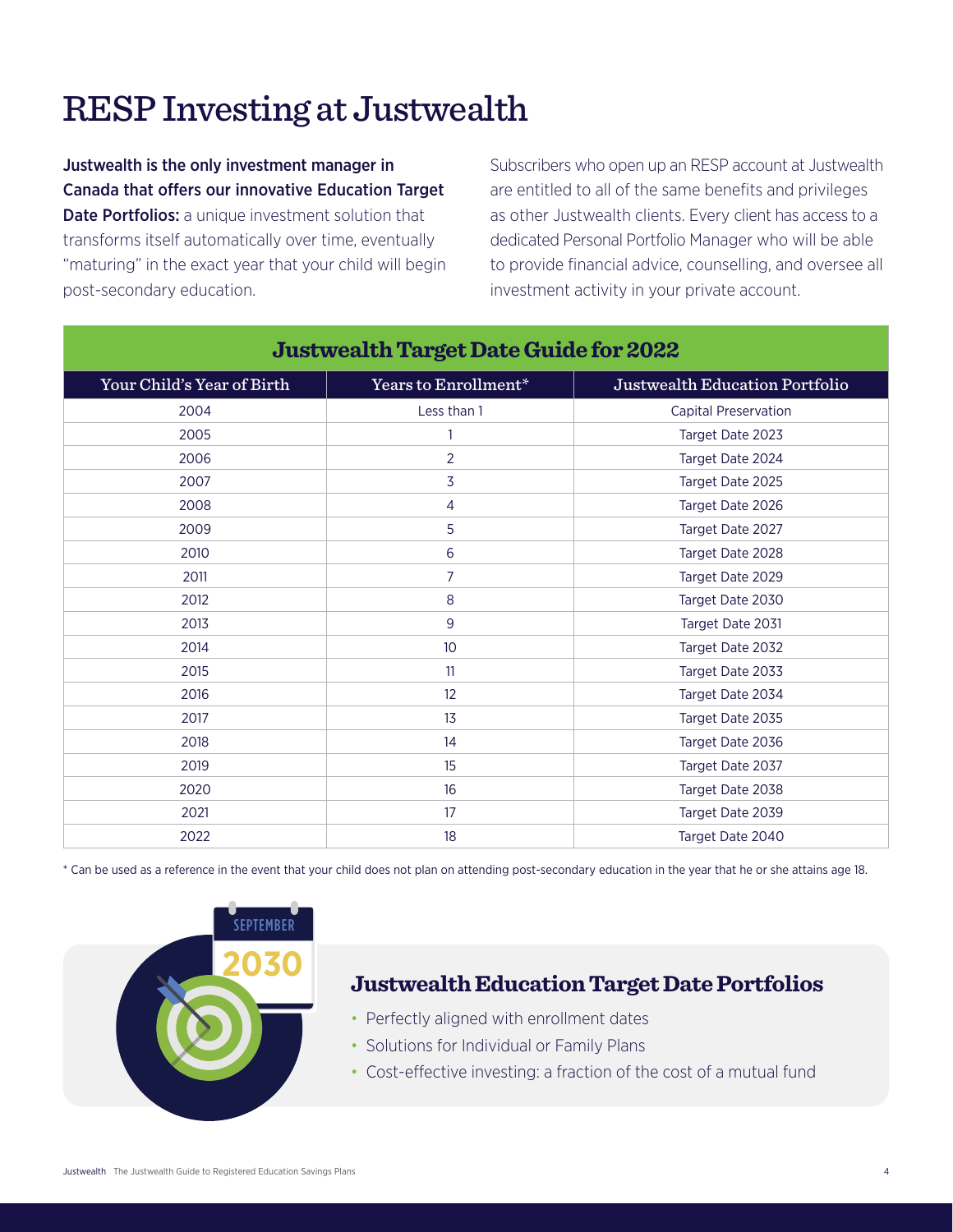# RESP Investing at Justwealth

**Justwealth is the only investment manager in Canada that offers our innovative Education Target Date Portfolios:** a unique investment solution that transforms itself automatically over time, eventually "maturing" in the exact year that your child will begin post-secondary education.

Subscribers who open up an RESP account at Justwealth are entitled to all of the same benefits and privileges as other Justwealth clients. Every client has access to a dedicated Personal Portfolio Manager who will be able to provide financial advice, counselling, and oversee all investment activity in your private account.

## Justwealth Target Date Guide for 2022

| Your Child's Year of Birth | Years to Enrollment* | Justwealth Education Portfolio |
|---|---|---|
| 2004 | Less than 1 | Capital Preservation |
| 2005 | 1 | Target Date 2023 |
| 2006 | 2 | Target Date 2024 |
| 2007 | 3 | Target Date 2025 |
| 2008 | 4 | Target Date 2026 |
| 2009 | 5 | Target Date 2027 |
| 2010 | 6 | Target Date 2028 |
| 2011 | 7 | Target Date 2029 |
| 2012 | 8 | Target Date 2030 |
| 2013 | 9 | Target Date 2031 |
| 2014 | 10 | Target Date 2032 |
| 2015 | 11 | Target Date 2033 |
| 2016 | 12 | Target Date 2034 |
| 2017 | 13 | Target Date 2035 |
| 2018 | 14 | Target Date 2036 |
| 2019 | 15 | Target Date 2037 |
| 2020 | 16 | Target Date 2038 |
| 2021 | 17 | Target Date 2039 |
| 2022 | 18 | Target Date 2040 |

* Can be used as a reference in the event that your child does not plan on attending post-secondary education in the year that he or she attains age 18.

SEPTEMBER 2030

## Justwealth Education Target Date Portfolios

- Perfectly aligned with enrollment dates
- Solutions for Individual or Family Plans
- Cost-effective investing: a fraction of the cost of a mutual fund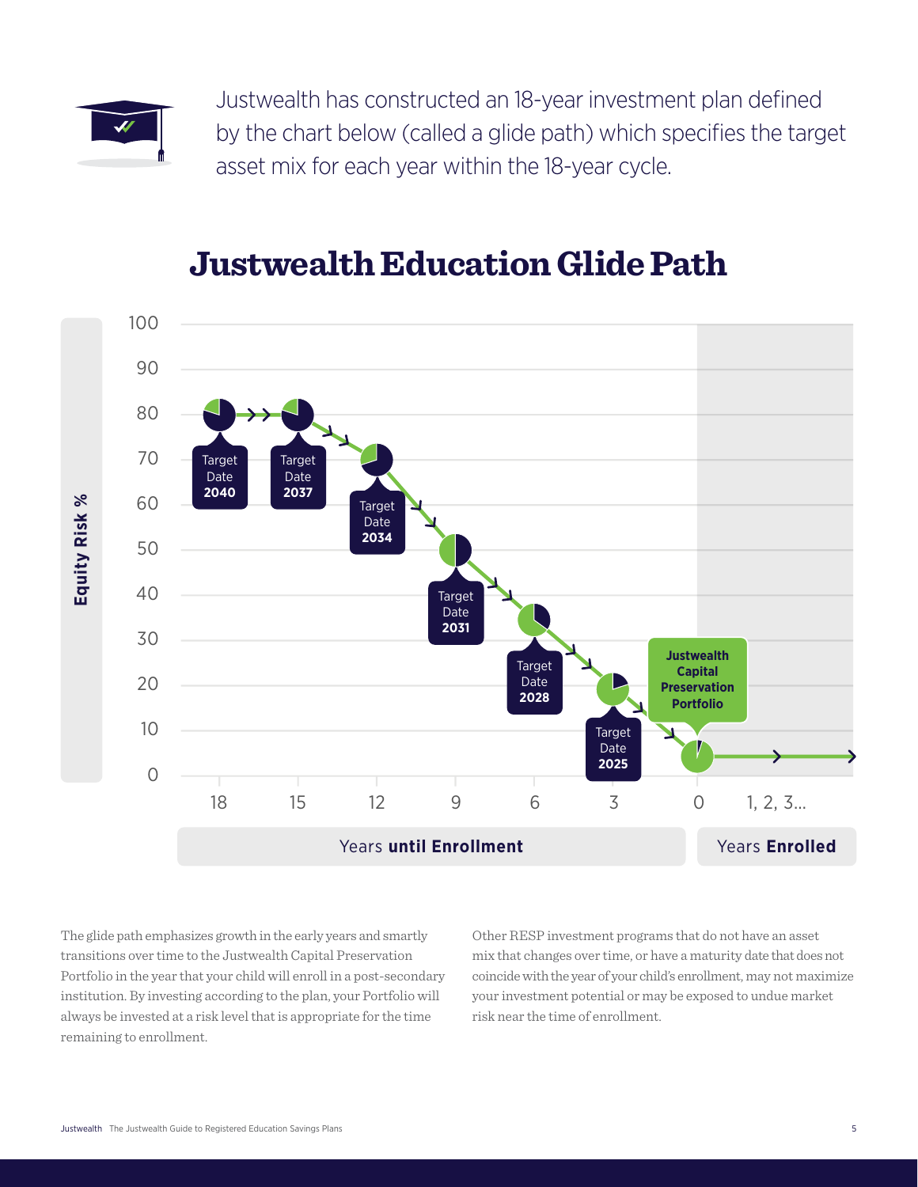Justwealth has constructed an 18-year investment plan defined by the chart below (called a glide path) which specifies the target asset mix for each year within the 18-year cycle.

## Justwealth Education Glide Path

Equity Risk %

100
90
80
70
60
50
40
30
20
10
0

Target Date **2040**

Target Date **2037**

Target Date **2034**

Target Date **2031**

Target Date **2028**

Target Date **2025**

**Justwealth Capital Preservation Portfolio**

18 15 12 9 6 3 0 1, 2, 3...

Years **until Enrollment**

Years **Enrolled**

The glide path emphasizes growth in the early years and smartly transitions over time to the Justwealth Capital Preservation Portfolio in the year that your child will enroll in a post-secondary institution. By investing according to the plan, your Portfolio will always be invested at a risk level that is appropriate for the time remaining to enrollment.

Other RESP investment programs that do not have an asset mix that changes over time, or have a maturity date that does not coincide with the year of your child's enrollment, may not maximize your investment potential or may be exposed to undue market risk near the time of enrollment.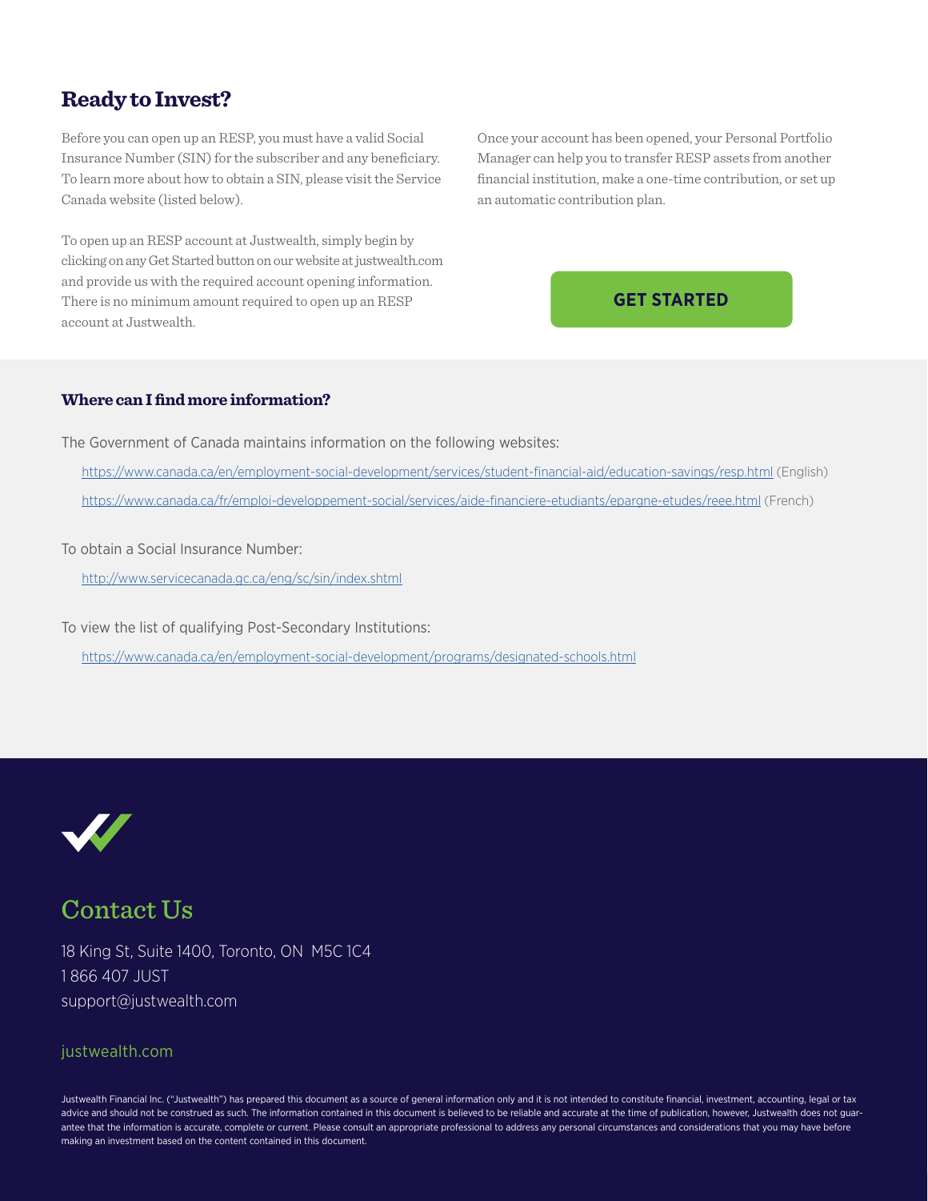## Ready to Invest?

Before you can open up an RESP, you must have a valid Social Insurance Number (SIN) for the subscriber and any beneficiary. To learn more about how to obtain a SIN, please visit the Service Canada website (listed below).

To open up an RESP account at Justwealth, simply begin by clicking on any Get Started button on our website at justwealth.com and provide us with the required account opening information. There is no minimum amount required to open up an RESP account at Justwealth.

Once your account has been opened, your Personal Portfolio Manager can help you to transfer RESP assets from another financial institution, make a one-time contribution, or set up an automatic contribution plan.

GET STARTED

### Where can I find more information?

The Government of Canada maintains information on the following websites:

https://www.canada.ca/en/employment-social-development/services/student-financial-aid/education-savings/resp.html (English)

https://www.canada.ca/fr/emploi-developpement-social/services/aide-financiere-etudiants/epargne-etudes/reee.html (French)

To obtain a Social Insurance Number:

http://www.servicecanada.gc.ca/eng/sc/sin/index.shtml

To view the list of qualifying Post-Secondary Institutions:

https://www.canada.ca/en/employment-social-development/programs/designated-schools.html

## Contact Us

18 King St, Suite 1400, Toronto, ON M5C 1C4
1 866 407 JUST
support@justwealth.com

justwealth.com

Justwealth Financial Inc. ("Justwealth") has prepared this document as a source of general information only and it is not intended to constitute financial, investment, accounting, legal or tax advice and should not be construed as such. The information contained in this document is believed to be reliable and accurate at the time of publication, however, Justwealth does not guarantee that the information is accurate, complete or current. Please consult an appropriate professional to address any personal circumstances and considerations that you may have before making an investment based on the content contained in this document.